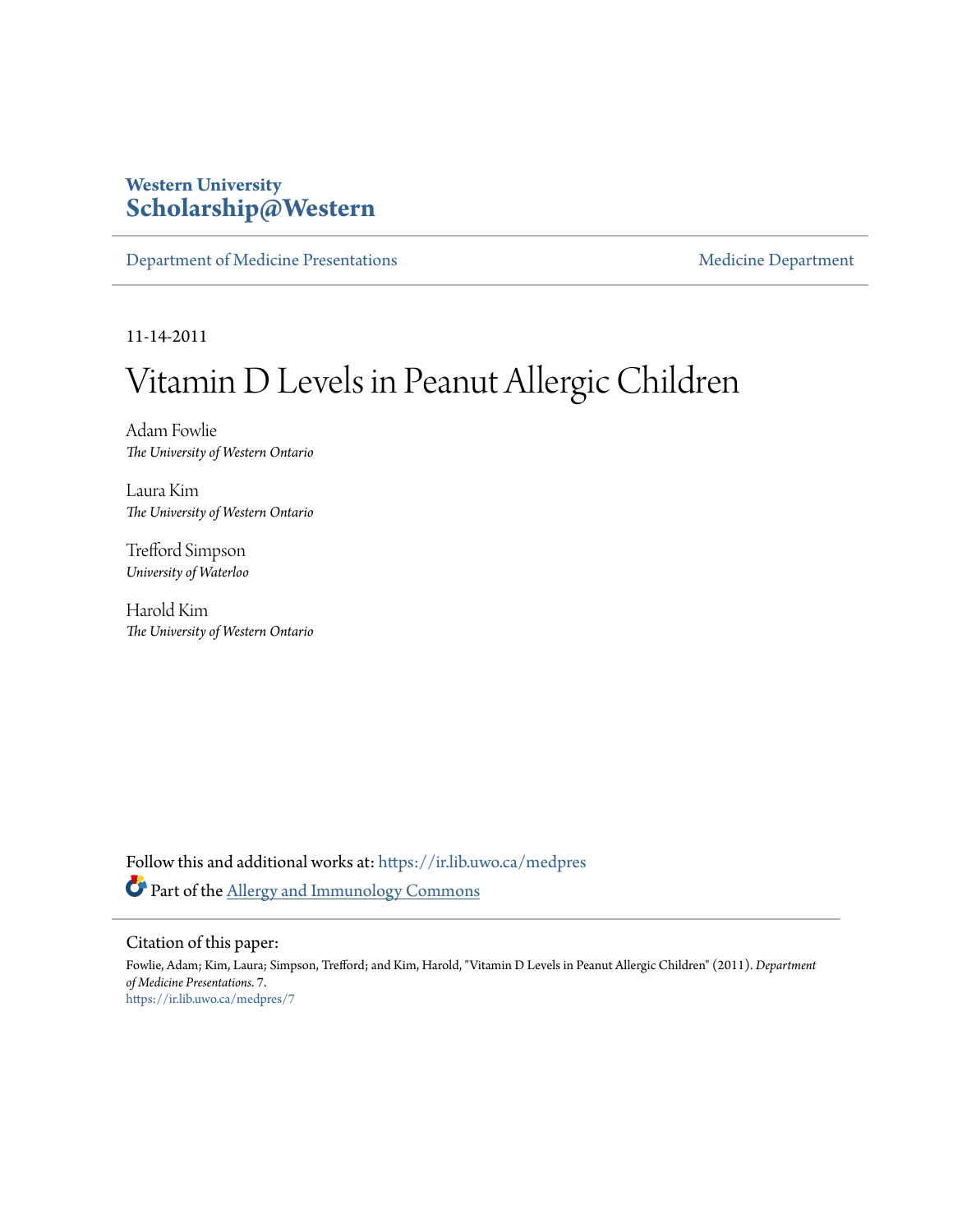Western University
**Scholarship@Western**

Department of Medicine Presentations | Medicine Department

11-14-2011

# Vitamin D Levels in Peanut Allergic Children

Adam Fowlie
*The University of Western Ontario*

Laura Kim
*The University of Western Ontario*

Trefford Simpson
*University of Waterloo*

Harold Kim
*The University of Western Ontario*

Follow this and additional works at: https://ir.lib.uwo.ca/medpres

Part of the Allergy and Immunology Commons

Citation of this paper:

Fowlie, Adam; Kim, Laura; Simpson, Trefford; and Kim, Harold, "Vitamin D Levels in Peanut Allergic Children" (2011). *Department of Medicine Presentations*. 7.
https://ir.lib.uwo.ca/medpres/7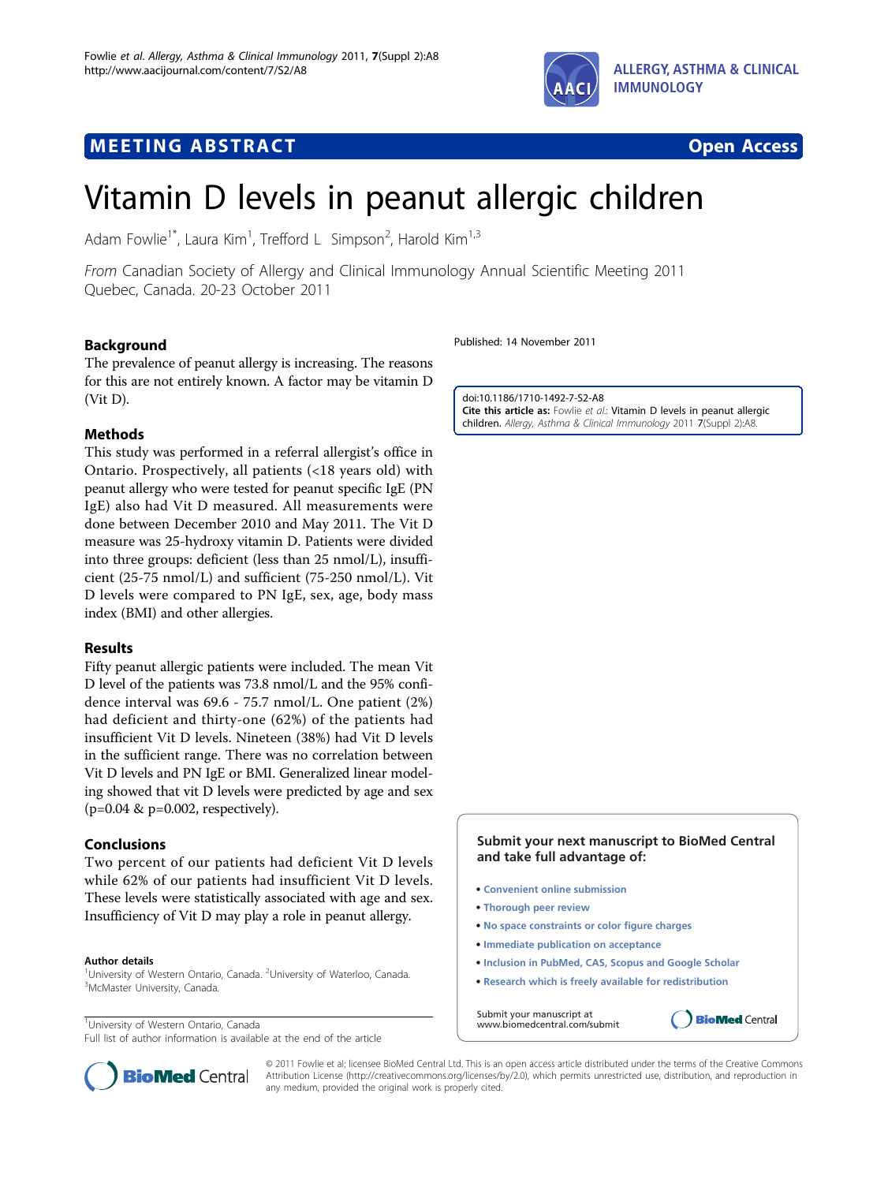# Vitamin D levels in peanut allergic children

Adam Fowlie[1*], Laura Kim[1], Trefford L Simpson[2], Harold Kim[1,3]

*From* Canadian Society of Allergy and Clinical Immunology Annual Scientific Meeting 2011
Quebec, Canada. 20-23 October 2011

## Background

The prevalence of peanut allergy is increasing. The reasons for this are not entirely known. A factor may be vitamin D (Vit D).

## Methods

This study was performed in a referral allergist's office in Ontario. Prospectively, all patients (<18 years old) with peanut allergy who were tested for peanut specific IgE (PN IgE) also had Vit D measured. All measurements were done between December 2010 and May 2011. The Vit D measure was 25-hydroxy vitamin D. Patients were divided into three groups: deficient (less than 25 nmol/L), insufficient (25-75 nmol/L) and sufficient (75-250 nmol/L). Vit D levels were compared to PN IgE, sex, age, body mass index (BMI) and other allergies.

## Results

Fifty peanut allergic patients were included. The mean Vit D level of the patients was 73.8 nmol/L and the 95% confidence interval was 69.6 - 75.7 nmol/L. One patient (2%) had deficient and thirty-one (62%) of the patients had insufficient Vit D levels. Nineteen (38%) had Vit D levels in the sufficient range. There was no correlation between Vit D levels and PN IgE or BMI. Generalized linear modeling showed that vit D levels were predicted by age and sex ($p=0.04$ & $p=0.002$, respectively).

## Conclusions

Two percent of our patients had deficient Vit D levels while 62% of our patients had insufficient Vit D levels. These levels were statistically associated with age and sex. Insufficiency of Vit D may play a role in peanut allergy.

### Author details

[1]University of Western Ontario, Canada. [2]University of Waterloo, Canada. [3]McMaster University, Canada.

Published: 14 November 2011

doi:10.1186/1710-1492-7-S2-A8
**Cite this article as:** Fowlie *et al.*: Vitamin D levels in peanut allergic children. *Allergy, Asthma & Clinical Immunology* 2011 7(Suppl 2):A8.

© 2011 Fowlie et al; licensee BioMed Central Ltd. This is an open access article distributed under the terms of the Creative Commons Attribution License (http://creativecommons.org/licenses/by/2.0), which permits unrestricted use, distribution, and reproduction in any medium, provided the original work is properly cited.